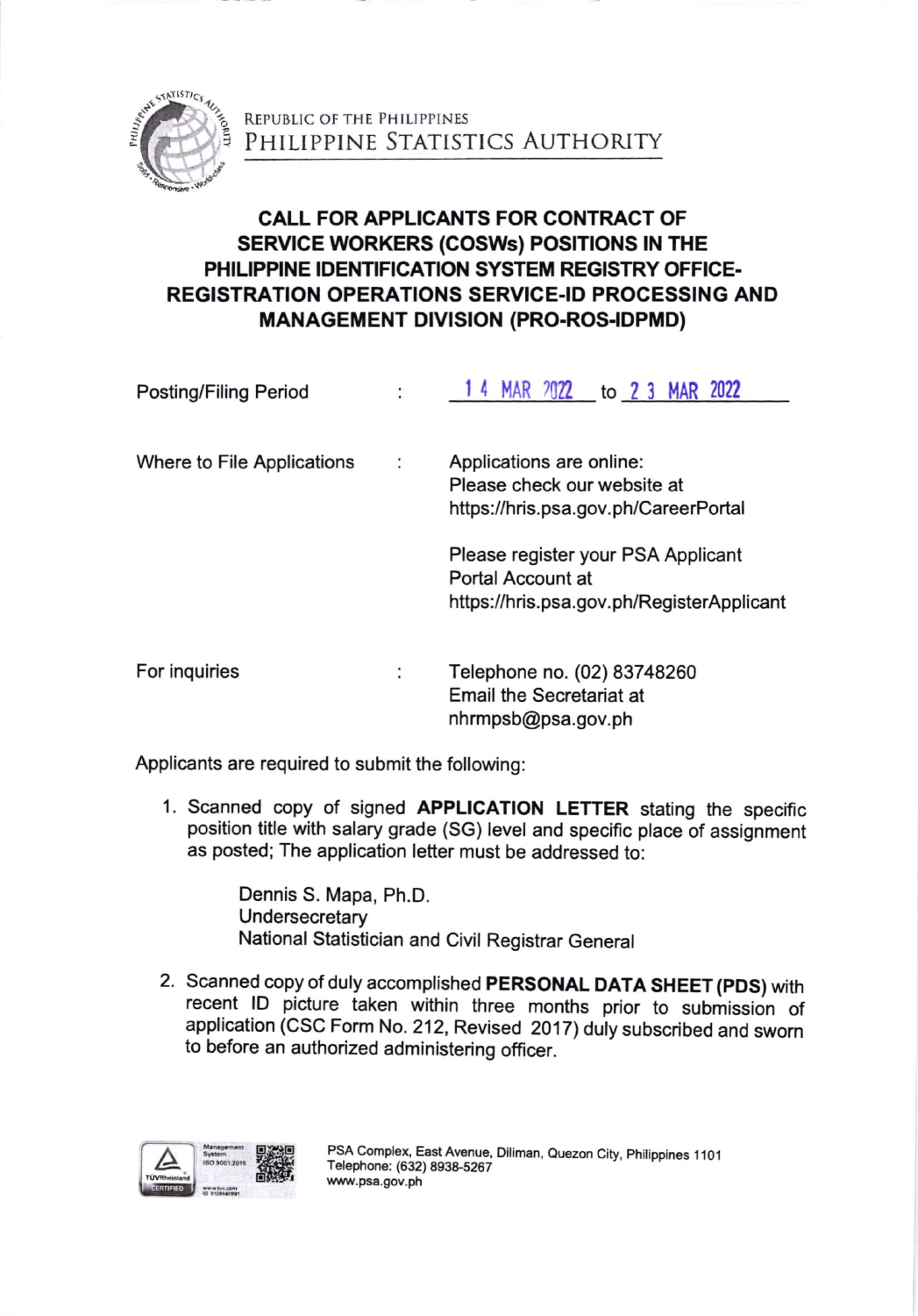REPUBLIC OF THE PHILIPPINES
PHILIPPINE STATISTICS AUTHORITY

# CALL FOR APPLICANTS FOR CONTRACT OF SERVICE WORKERS (COSWs) POSITIONS IN THE PHILIPPINE IDENTIFICATION SYSTEM REGISTRY OFFICE-REGISTRATION OPERATIONS SERVICE-ID PROCESSING AND MANAGEMENT DIVISION (PRO-ROS-IDPMD)

| | | |
|---|---|---|
| Posting/Filing Period | : | 14 MAR 2022 to 23 MAR 2022 |
| Where to File Applications | : | Applications are online: Please check our website at https://hris.psa.gov.ph/CareerPortal<br><br>Please register your PSA Applicant Portal Account at https://hris.psa.gov.ph/RegisterApplicant |
| For inquiries | : | Telephone no. (02) 83748260<br>Email the Secretariat at nhrmpsb@psa.gov.ph |

Applicants are required to submit the following:

1. Scanned copy of signed **APPLICATION LETTER** stating the specific position title with salary grade (SG) level and specific place of assignment as posted; The application letter must be addressed to:

   Dennis S. Mapa, Ph.D.
   Undersecretary
   National Statistician and Civil Registrar General

2. Scanned copy of duly accomplished **PERSONAL DATA SHEET (PDS)** with recent ID picture taken within three months prior to submission of application (CSC Form No. 212, Revised 2017) duly subscribed and sworn to before an authorized administering officer.

PSA Complex, East Avenue, Diliman, Quezon City, Philippines 1101
Telephone: (632) 8938-5267
www.psa.gov.ph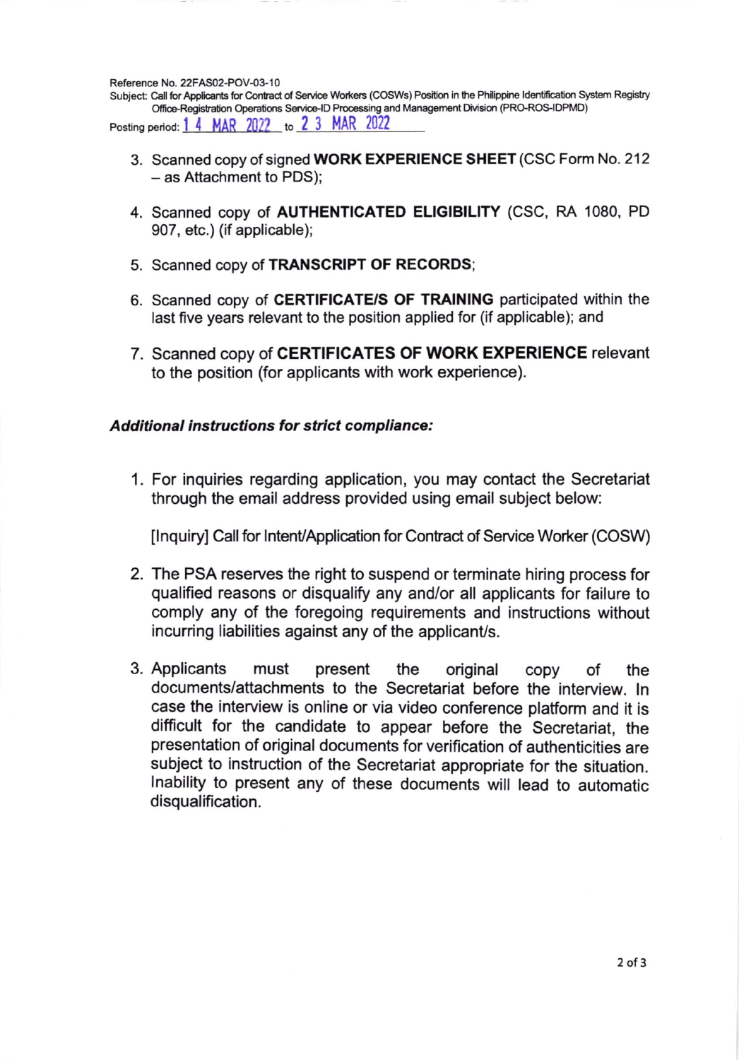Reference No. 22FAS02-POV-03-10
Subject: Call for Applicants for Contract of Service Workers (COSWs) Position in the Philippine Identification System Registry Office-Registration Operations Service-ID Processing and Management Division (PRO-ROS-IDPMD)
Posting period: 14 MAR 2022 to 23 MAR 2022

3. Scanned copy of signed **WORK EXPERIENCE SHEET** (CSC Form No. 212 – as Attachment to PDS);

4. Scanned copy of **AUTHENTICATED ELIGIBILITY** (CSC, RA 1080, PD 907, etc.) (if applicable);

5. Scanned copy of **TRANSCRIPT OF RECORDS**;

6. Scanned copy of **CERTIFICATE/S OF TRAINING** participated within the last five years relevant to the position applied for (if applicable); and

7. Scanned copy of **CERTIFICATES OF WORK EXPERIENCE** relevant to the position (for applicants with work experience).

***Additional instructions for strict compliance:***

1. For inquiries regarding application, you may contact the Secretariat through the email address provided using email subject below:

   [Inquiry] Call for Intent/Application for Contract of Service Worker (COSW)

2. The PSA reserves the right to suspend or terminate hiring process for qualified reasons or disqualify any and/or all applicants for failure to comply any of the foregoing requirements and instructions without incurring liabilities against any of the applicant/s.

3. Applicants must present the original copy of the documents/attachments to the Secretariat before the interview. In case the interview is online or via video conference platform and it is difficult for the candidate to appear before the Secretariat, the presentation of original documents for verification of authenticities are subject to instruction of the Secretariat appropriate for the situation. Inability to present any of these documents will lead to automatic disqualification.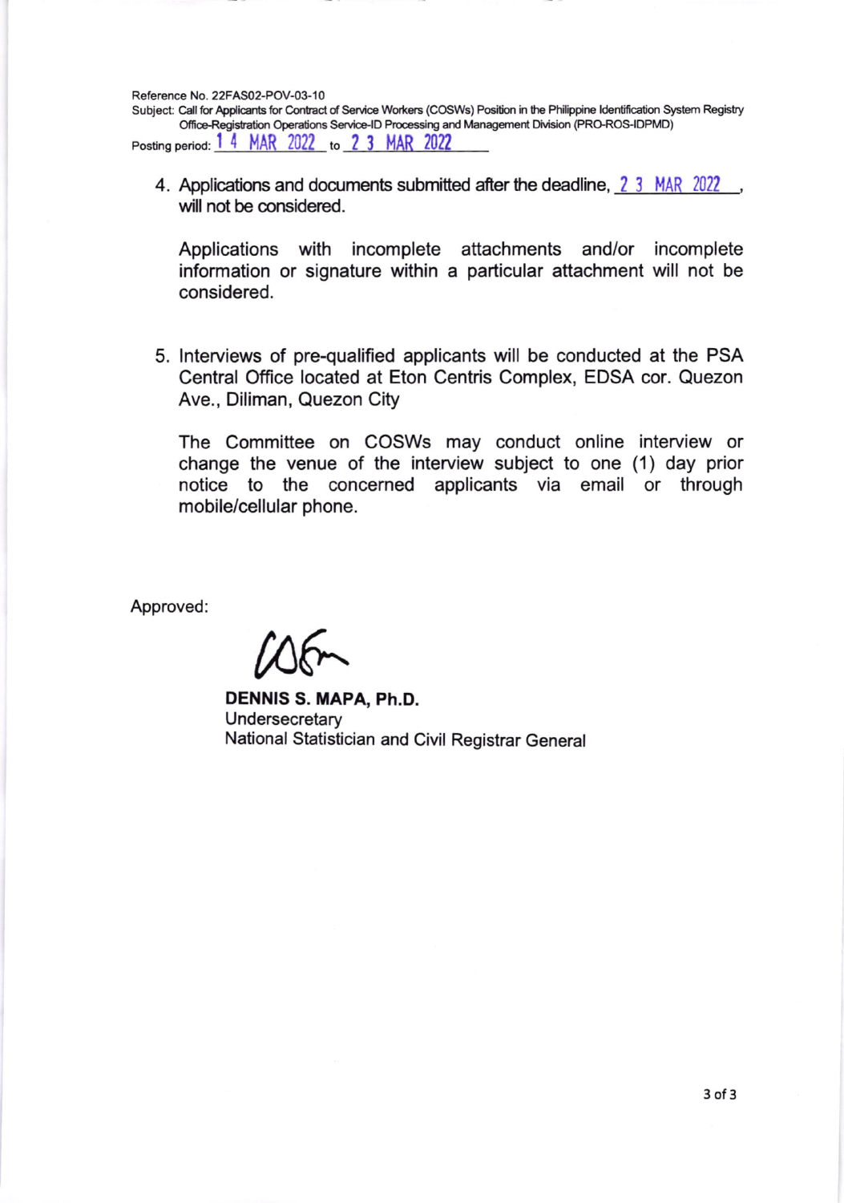Reference No. 22FAS02-POV-03-10
Subject: Call for Applicants for Contract of Service Workers (COSWs) Position in the Philippine Identification System Registry Office-Registration Operations Service-ID Processing and Management Division (PRO-ROS-IDPMD)
Posting period: 14 MAR 2022 to 23 MAR 2022

4. Applications and documents submitted after the deadline, 23 MAR 2022, will not be considered.

   Applications with incomplete attachments and/or incomplete information or signature within a particular attachment will not be considered.

5. Interviews of pre-qualified applicants will be conducted at the PSA Central Office located at Eton Centris Complex, EDSA cor. Quezon Ave., Diliman, Quezon City

   The Committee on COSWs may conduct online interview or change the venue of the interview subject to one (1) day prior notice to the concerned applicants via email or through mobile/cellular phone.

Approved:

**DENNIS S. MAPA, Ph.D.**
Undersecretary
National Statistician and Civil Registrar General